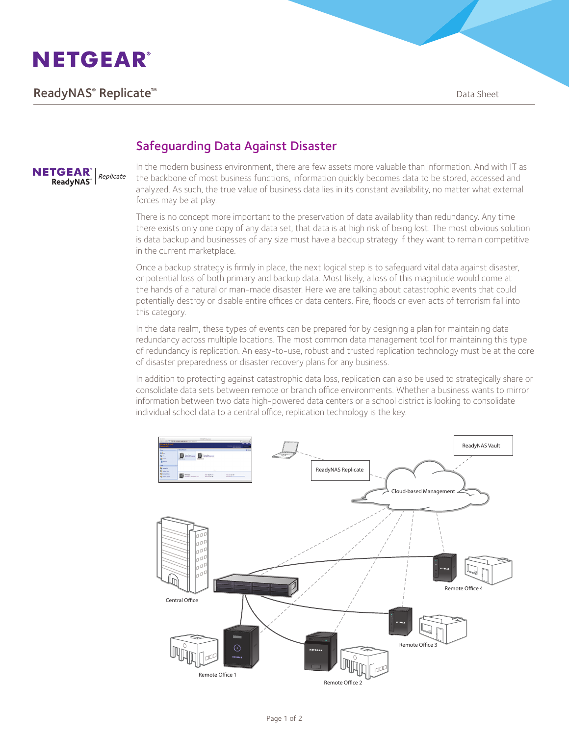# NETGEAR

## ReadyNAS® Replicate™

Data Sheet

### Safeguarding Data Against Disaster

In the modern business environment, there are few assets more valuable than information. And with IT as the backbone of most business functions, information quickly becomes data to be stored, accessed and analyzed. As such, the true value of business data lies in its constant availability, no matter what external forces may be at play.

There is no concept more important to the preservation of data availability than redundancy. Any time there exists only one copy of any data set, that data is at high risk of being lost. The most obvious solution is data backup and businesses of any size must have a backup strategy if they want to remain competitive in the current marketplace.

Once a backup strategy is firmly in place, the next logical step is to safeguard vital data against disaster, or potential loss of both primary and backup data. Most likely, a loss of this magnitude would come at the hands of a natural or man-made disaster. Here we are talking about catastrophic events that could potentially destroy or disable entire offices or data centers. Fire, floods or even acts of terrorism fall into this category.

In the data realm, these types of events can be prepared for by designing a plan for maintaining data redundancy across multiple locations. The most common data management tool for maintaining this type of redundancy is replication. An easy-to-use, robust and trusted replication technology must be at the core of disaster preparedness or disaster recovery plans for any business.

In addition to protecting against catastrophic data loss, replication can also be used to strategically share or consolidate data sets between remote or branch office environments. Whether a business wants to mirror information between two data high-powered data centers or a school district is looking to consolidate individual school data to a central office, replication technology is the key.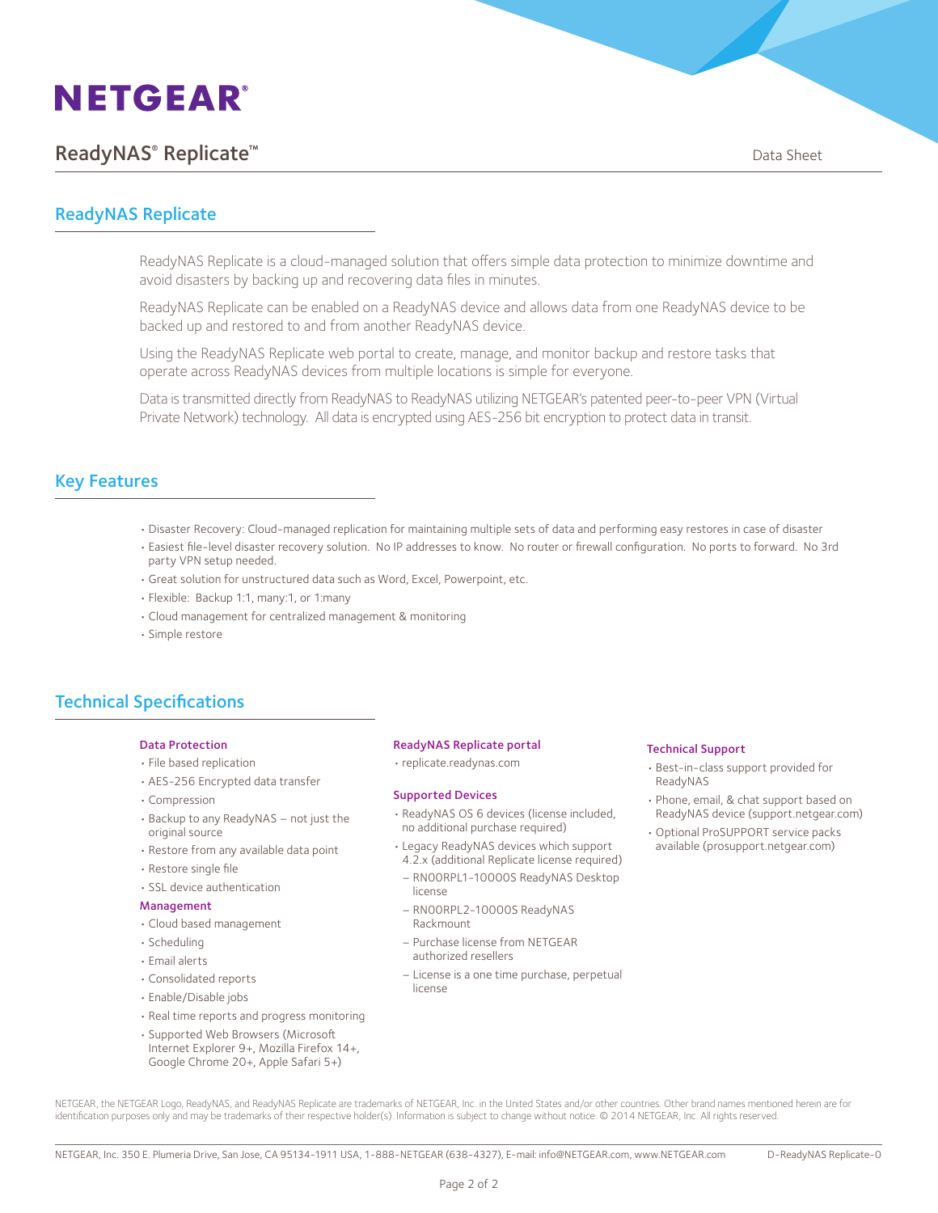# NETGEAR®

## ReadyNAS® Replicate™

Data Sheet

## ReadyNAS Replicate

ReadyNAS Replicate is a cloud-managed solution that offers simple data protection to minimize downtime and avoid disasters by backing up and recovering data files in minutes.

ReadyNAS Replicate can be enabled on a ReadyNAS device and allows data from one ReadyNAS device to be backed up and restored to and from another ReadyNAS device.

Using the ReadyNAS Replicate web portal to create, manage, and monitor backup and restore tasks that operate across ReadyNAS devices from multiple locations is simple for everyone.

Data is transmitted directly from ReadyNAS to ReadyNAS utilizing NETGEAR's patented peer-to-peer VPN (Virtual Private Network) technology. All data is encrypted using AES-256 bit encryption to protect data in transit.

## Key Features

- Disaster Recovery: Cloud-managed replication for maintaining multiple sets of data and performing easy restores in case of disaster
- Easiest file-level disaster recovery solution. No IP addresses to know. No router or firewall configuration. No ports to forward. No 3rd party VPN setup needed.
- Great solution for unstructured data such as Word, Excel, Powerpoint, etc.
- Flexible: Backup 1:1, many:1, or 1:many
- Cloud management for centralized management & monitoring
- Simple restore

## Technical Specifications

### Data Protection

- File based replication
- AES-256 Encrypted data transfer
- Compression
- Backup to any ReadyNAS – not just the original source
- Restore from any available data point
- Restore single file
- SSL device authentication

### Management

- Cloud based management
- Scheduling
- Email alerts
- Consolidated reports
- Enable/Disable jobs
- Real time reports and progress monitoring
- Supported Web Browsers (Microsoft Internet Explorer 9+, Mozilla Firefox 14+, Google Chrome 20+, Apple Safari 5+)

### ReadyNAS Replicate portal

- replicate.readynas.com

### Supported Devices

- ReadyNAS OS 6 devices (license included, no additional purchase required)
- Legacy ReadyNAS devices which support 4.2.x (additional Replicate license required)
  - RN00RPL1-10000S ReadyNAS Desktop license
  - RN00RPL2-10000S ReadyNAS Rackmount
  - Purchase license from NETGEAR authorized resellers
  - License is a one time purchase, perpetual license

### Technical Support

- Best-in-class support provided for ReadyNAS
- Phone, email, & chat support based on ReadyNAS device (support.netgear.com)
- Optional ProSUPPORT service packs available (prosupport.netgear.com)

NETGEAR, the NETGEAR Logo, ReadyNAS, and ReadyNAS Replicate are trademarks of NETGEAR, Inc. in the United States and/or other countries. Other brand names mentioned herein are for identification purposes only and may be trademarks of their respective holder(s). Information is subject to change without notice. © 2014 NETGEAR, Inc. All rights reserved.

NETGEAR, Inc. 350 E. Plumeria Drive, San Jose, CA 95134-1911 USA, 1-888-NETGEAR (638-4327), E-mail: info@NETGEAR.com, www.NETGEAR.com D-ReadyNAS Replicate-0